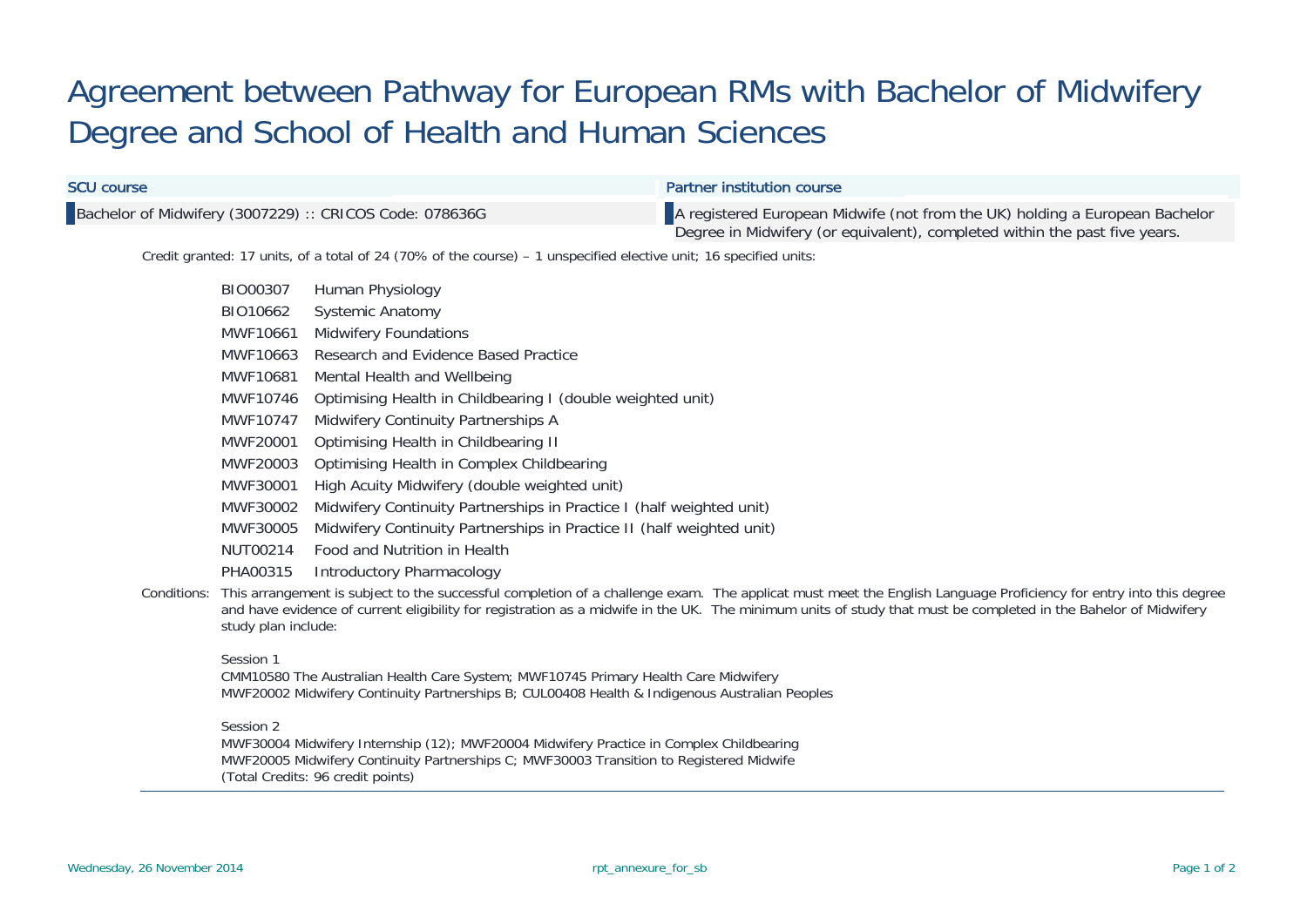# Agreement between Pathway for European RMs with Bachelor of Midwifery Degree and School of Health and Human Sciences

| SCU course | Partner institution course |
| --- | --- |
| Bachelor of Midwifery (3007229) :: CRICOS Code: 078636G | A registered European Midwife (not from the UK) holding a European Bachelor Degree in Midwifery (or equivalent), completed within the past five years. |

Credit granted: 17 units, of a total of 24 (70% of the course) – 1 unspecified elective unit; 16 specified units:

| | |
| --- | --- |
| BIO00307 | Human Physiology |
| BIO10662 | Systemic Anatomy |
| MWF10661 | Midwifery Foundations |
| MWF10663 | Research and Evidence Based Practice |
| MWF10681 | Mental Health and Wellbeing |
| MWF10746 | Optimising Health in Childbearing I (double weighted unit) |
| MWF10747 | Midwifery Continuity Partnerships A |
| MWF20001 | Optimising Health in Childbearing II |
| MWF20003 | Optimising Health in Complex Childbearing |
| MWF30001 | High Acuity Midwifery (double weighted unit) |
| MWF30002 | Midwifery Continuity Partnerships in Practice I (half weighted unit) |
| MWF30005 | Midwifery Continuity Partnerships in Practice II (half weighted unit) |
| NUT00214 | Food and Nutrition in Health |
| PHA00315 | Introductory Pharmacology |

Conditions: This arrangement is subject to the successful completion of a challenge exam. The applicat must meet the English Language Proficiency for entry into this degree and have evidence of current eligibility for registration as a midwife in the UK. The minimum units of study that must be completed in the Bahelor of Midwifery study plan include:

Session 1
CMM10580 The Australian Health Care System; MWF10745 Primary Health Care Midwifery
MWF20002 Midwifery Continuity Partnerships B; CUL00408 Health & Indigenous Australian Peoples

Session 2
MWF30004 Midwifery Internship (12); MWF20004 Midwifery Practice in Complex Childbearing
MWF20005 Midwifery Continuity Partnerships C; MWF30003 Transition to Registered Midwife
(Total Credits: 96 credit points)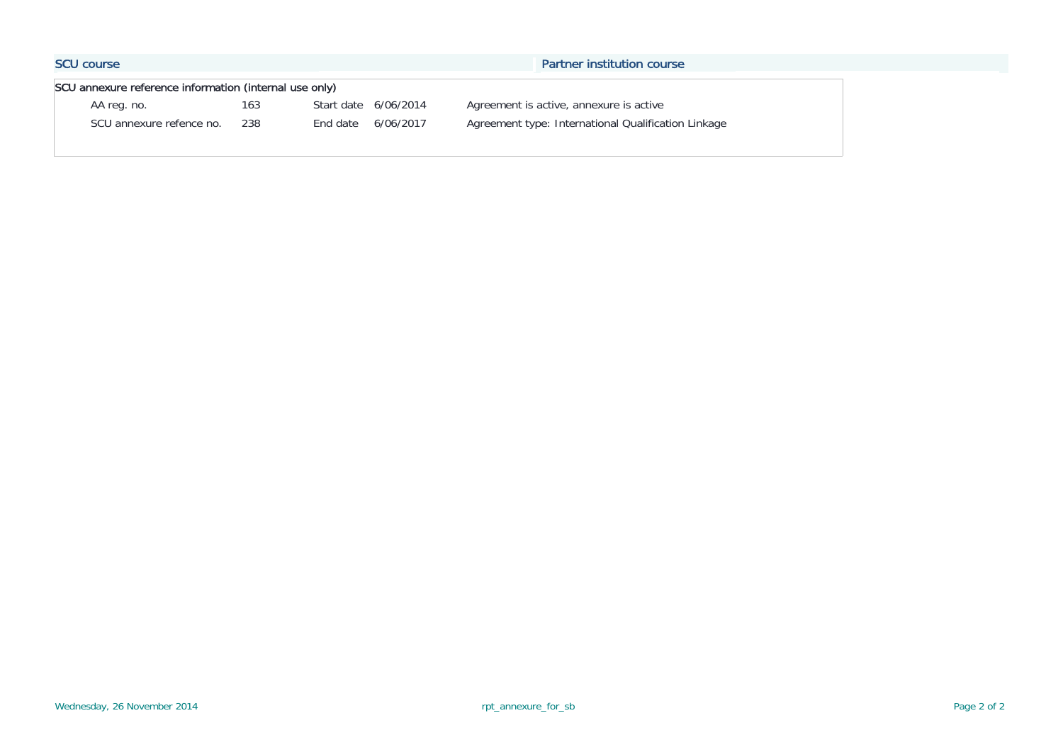| SCU course | Partner institution course |
| --- | --- |

**SCU annexure reference information (internal use only)**

| | | | | |
| --- | --- | --- | --- | --- |
| AA reg. no. | 163 | Start date | 6/06/2014 | Agreement is active, annexure is active |
| SCU annexure refence no. | 238 | End date | 6/06/2017 | Agreement type: International Qualification Linkage |